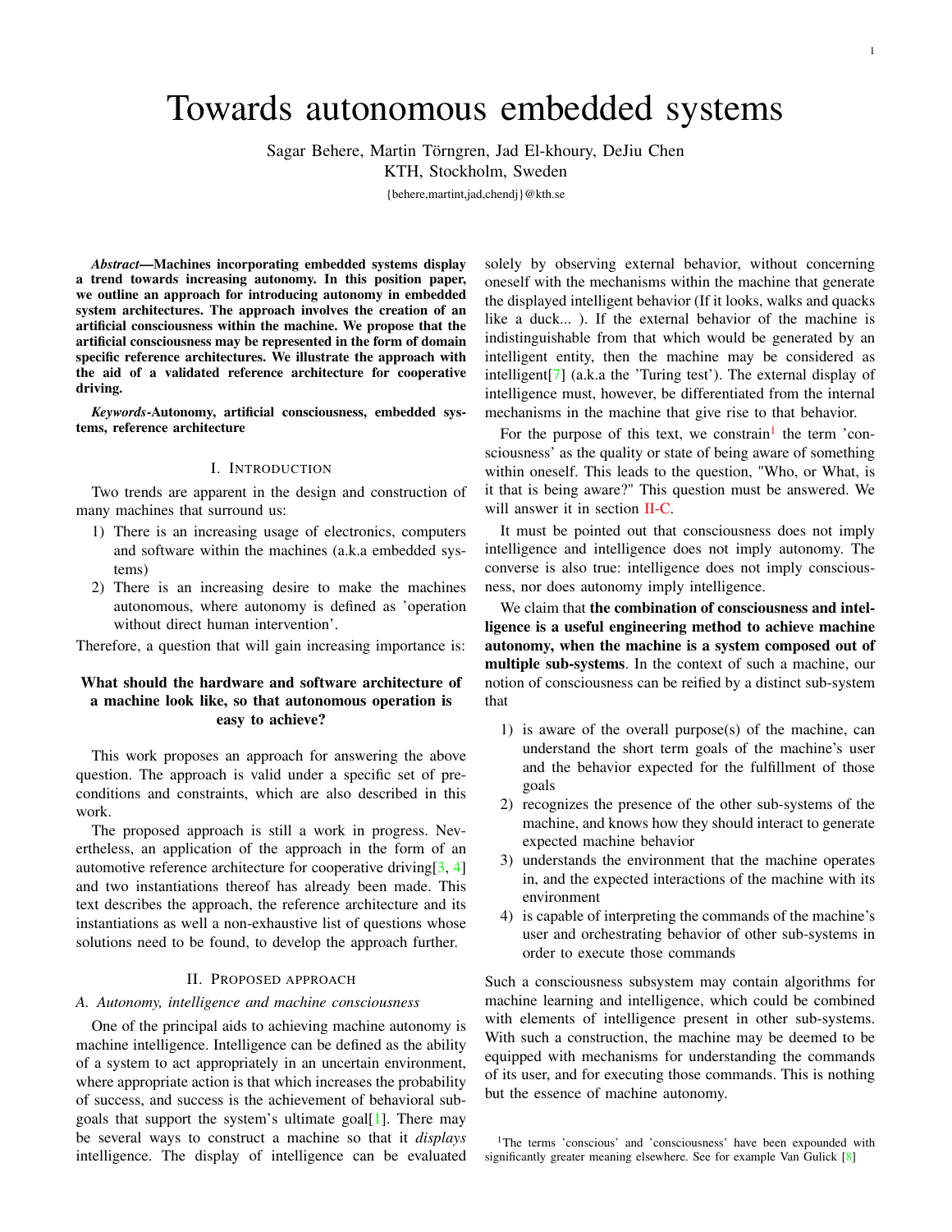# Towards autonomous embedded systems

Sagar Behere, Martin Törngren, Jad El-khoury, DeJiu Chen
KTH, Stockholm, Sweden
{behere,martint,jad,chendj}@kth.se

***Abstract*—Machines incorporating embedded systems display a trend towards increasing autonomy. In this position paper, we outline an approach for introducing autonomy in embedded system architectures. The approach involves the creation of an artificial consciousness within the machine. We propose that the artificial consciousness may be represented in the form of domain specific reference architectures. We illustrate the approach with the aid of a validated reference architecture for cooperative driving.**

***Keywords*-Autonomy, artificial consciousness, embedded systems, reference architecture**

## I. Introduction

Two trends are apparent in the design and construction of many machines that surround us:

1) There is an increasing usage of electronics, computers and software within the machines (a.k.a embedded systems)
2) There is an increasing desire to make the machines autonomous, where autonomy is defined as 'operation without direct human intervention'.

Therefore, a question that will gain increasing importance is:

**What should the hardware and software architecture of a machine look like, so that autonomous operation is easy to achieve?**

This work proposes an approach for answering the above question. The approach is valid under a specific set of preconditions and constraints, which are also described in this work.

The proposed approach is still a work in progress. Nevertheless, an application of the approach in the form of an automotive reference architecture for cooperative driving[3, 4] and two instantiations thereof has already been made. This text describes the approach, the reference architecture and its instantiations as well a non-exhaustive list of questions whose solutions need to be found, to develop the approach further.

## II. Proposed approach

### A. Autonomy, intelligence and machine consciousness

One of the principal aids to achieving machine autonomy is machine intelligence. Intelligence can be defined as the ability of a system to act appropriately in an uncertain environment, where appropriate action is that which increases the probability of success, and success is the achievement of behavioral subgoals that support the system's ultimate goal[1]. There may be several ways to construct a machine so that it *displays* intelligence. The display of intelligence can be evaluated solely by observing external behavior, without concerning oneself with the mechanisms within the machine that generate the displayed intelligent behavior (If it looks, walks and quacks like a duck... ). If the external behavior of the machine is indistinguishable from that which would be generated by an intelligent entity, then the machine may be considered as intelligent[7] (a.k.a the 'Turing test'). The external display of intelligence must, however, be differentiated from the internal mechanisms in the machine that give rise to that behavior.

For the purpose of this text, we constrain[1] the term 'consciousness' as the quality or state of being aware of something within oneself. This leads to the question, "Who, or What, is it that is being aware?" This question must be answered. We will answer it in section II-C.

It must be pointed out that consciousness does not imply intelligence and intelligence does not imply autonomy. The converse is also true: intelligence does not imply consciousness, nor does autonomy imply intelligence.

We claim that **the combination of consciousness and intelligence is a useful engineering method to achieve machine autonomy, when the machine is a system composed out of multiple sub-systems**. In the context of such a machine, our notion of consciousness can be reified by a distinct sub-system that

1) is aware of the overall purpose(s) of the machine, can understand the short term goals of the machine's user and the behavior expected for the fulfillment of those goals
2) recognizes the presence of the other sub-systems of the machine, and knows how they should interact to generate expected machine behavior
3) understands the environment that the machine operates in, and the expected interactions of the machine with its environment
4) is capable of interpreting the commands of the machine's user and orchestrating behavior of other sub-systems in order to execute those commands

Such a consciousness subsystem may contain algorithms for machine learning and intelligence, which could be combined with elements of intelligence present in other sub-systems. With such a construction, the machine may be deemed to be equipped with mechanisms for understanding the commands of its user, and for executing those commands. This is nothing but the essence of machine autonomy.

[1]The terms 'conscious' and 'consciousness' have been expounded with significantly greater meaning elsewhere. See for example Van Gulick [8]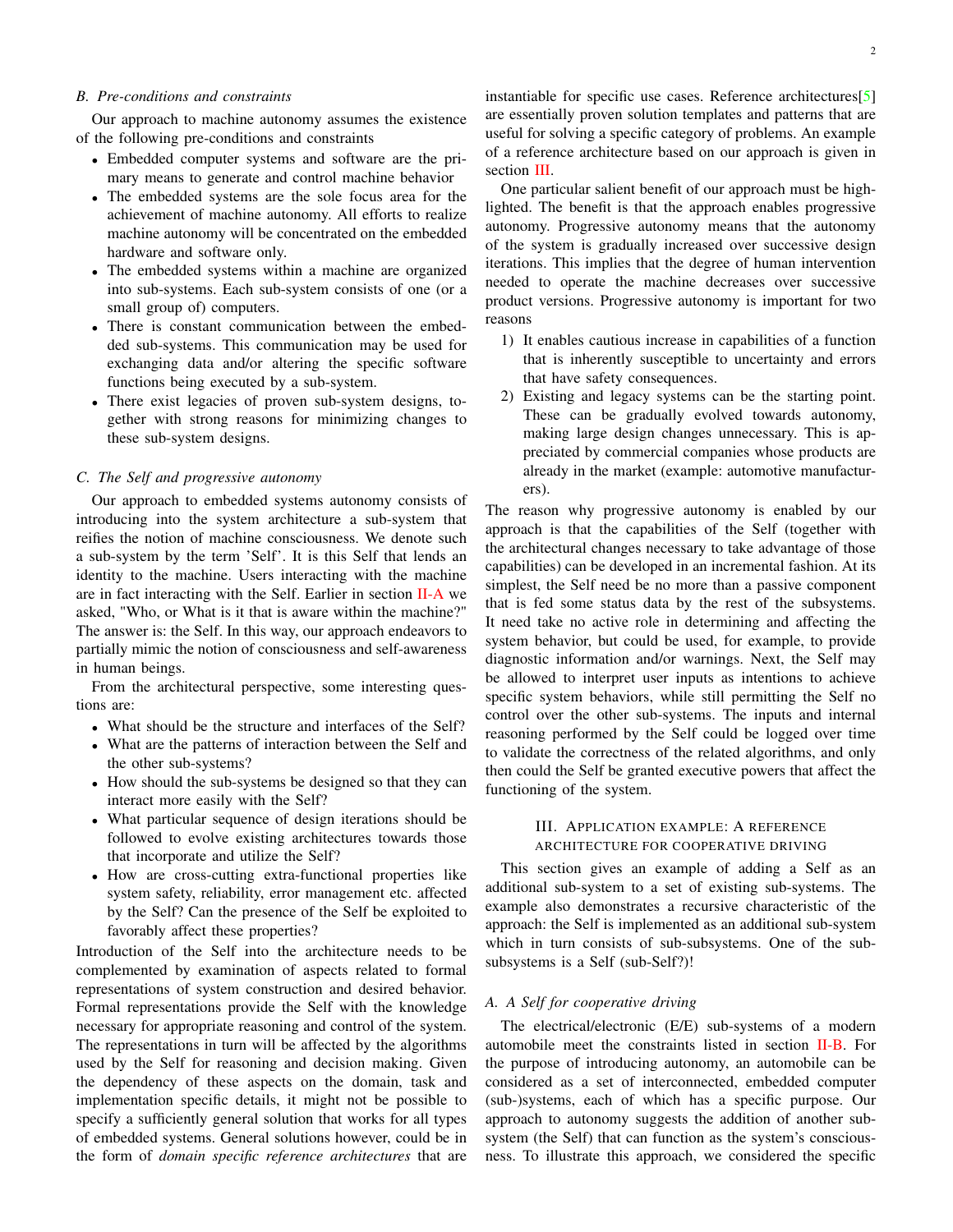### B. Pre-conditions and constraints

Our approach to machine autonomy assumes the existence of the following pre-conditions and constraints

- Embedded computer systems and software are the primary means to generate and control machine behavior
- The embedded systems are the sole focus area for the achievement of machine autonomy. All efforts to realize machine autonomy will be concentrated on the embedded hardware and software only.
- The embedded systems within a machine are organized into sub-systems. Each sub-system consists of one (or a small group of) computers.
- There is constant communication between the embedded sub-systems. This communication may be used for exchanging data and/or altering the specific software functions being executed by a sub-system.
- There exist legacies of proven sub-system designs, together with strong reasons for minimizing changes to these sub-system designs.

### C. The Self and progressive autonomy

Our approach to embedded systems autonomy consists of introducing into the system architecture a sub-system that reifies the notion of machine consciousness. We denote such a sub-system by the term 'Self'. It is this Self that lends an identity to the machine. Users interacting with the machine are in fact interacting with the Self. Earlier in section II-A we asked, "Who, or What is it that is aware within the machine?" The answer is: the Self. In this way, our approach endeavors to partially mimic the notion of consciousness and self-awareness in human beings.

From the architectural perspective, some interesting questions are:

- What should be the structure and interfaces of the Self?
- What are the patterns of interaction between the Self and the other sub-systems?
- How should the sub-systems be designed so that they can interact more easily with the Self?
- What particular sequence of design iterations should be followed to evolve existing architectures towards those that incorporate and utilize the Self?
- How are cross-cutting extra-functional properties like system safety, reliability, error management etc. affected by the Self? Can the presence of the Self be exploited to favorably affect these properties?

Introduction of the Self into the architecture needs to be complemented by examination of aspects related to formal representations of system construction and desired behavior. Formal representations provide the Self with the knowledge necessary for appropriate reasoning and control of the system. The representations in turn will be affected by the algorithms used by the Self for reasoning and decision making. Given the dependency of these aspects on the domain, task and implementation specific details, it might not be possible to specify a sufficiently general solution that works for all types of embedded systems. General solutions however, could be in the form of *domain specific reference architectures* that are instantiable for specific use cases. Reference architectures[5] are essentially proven solution templates and patterns that are useful for solving a specific category of problems. An example of a reference architecture based on our approach is given in section III.

One particular salient benefit of our approach must be highlighted. The benefit is that the approach enables progressive autonomy. Progressive autonomy means that the autonomy of the system is gradually increased over successive design iterations. This implies that the degree of human intervention needed to operate the machine decreases over successive product versions. Progressive autonomy is important for two reasons

1) It enables cautious increase in capabilities of a function that is inherently susceptible to uncertainty and errors that have safety consequences.
2) Existing and legacy systems can be the starting point. These can be gradually evolved towards autonomy, making large design changes unnecessary. This is appreciated by commercial companies whose products are already in the market (example: automotive manufacturers).

The reason why progressive autonomy is enabled by our approach is that the capabilities of the Self (together with the architectural changes necessary to take advantage of those capabilities) can be developed in an incremental fashion. At its simplest, the Self need be no more than a passive component that is fed some status data by the rest of the subsystems. It need take no active role in determining and affecting the system behavior, but could be used, for example, to provide diagnostic information and/or warnings. Next, the Self may be allowed to interpret user inputs as intentions to achieve specific system behaviors, while still permitting the Self no control over the other sub-systems. The inputs and internal reasoning performed by the Self could be logged over time to validate the correctness of the related algorithms, and only then could the Self be granted executive powers that affect the functioning of the system.

## III. Application example: A reference architecture for cooperative driving

This section gives an example of adding a Self as an additional sub-system to a set of existing sub-systems. The example also demonstrates a recursive characteristic of the approach: the Self is implemented as an additional sub-system which in turn consists of sub-subsystems. One of the sub-subsystems is a Self (sub-Self?)!

### A. A Self for cooperative driving

The electrical/electronic (E/E) sub-systems of a modern automobile meet the constraints listed in section II-B. For the purpose of introducing autonomy, an automobile can be considered as a set of interconnected, embedded computer (sub-)systems, each of which has a specific purpose. Our approach to autonomy suggests the addition of another sub-system (the Self) that can function as the system's consciousness. To illustrate this approach, we considered the specific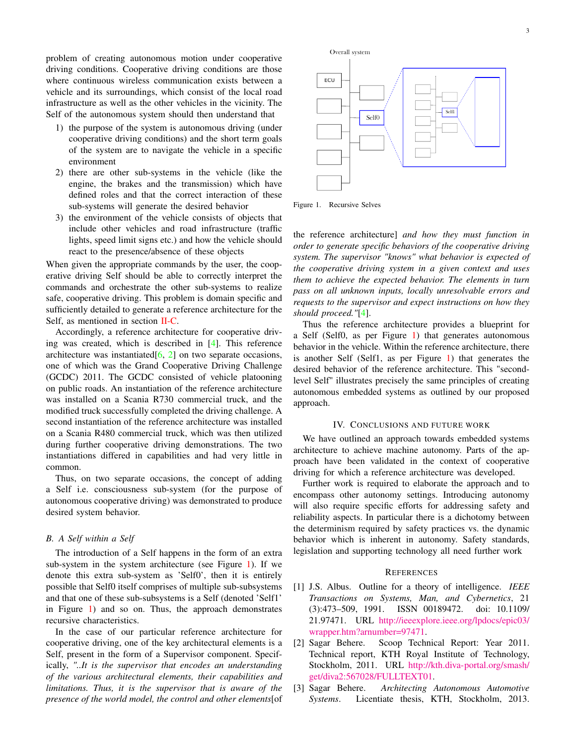problem of creating autonomous motion under cooperative driving conditions. Cooperative driving conditions are those where continuous wireless communication exists between a vehicle and its surroundings, which consist of the local road infrastructure as well as the other vehicles in the vicinity. The Self of the autonomous system should then understand that

1) the purpose of the system is autonomous driving (under cooperative driving conditions) and the short term goals of the system are to navigate the vehicle in a specific environment
2) there are other sub-systems in the vehicle (like the engine, the brakes and the transmission) which have defined roles and that the correct interaction of these sub-systems will generate the desired behavior
3) the environment of the vehicle consists of objects that include other vehicles and road infrastructure (traffic lights, speed limit signs etc.) and how the vehicle should react to the presence/absence of these objects

When given the appropriate commands by the user, the cooperative driving Self should be able to correctly interpret the commands and orchestrate the other sub-systems to realize safe, cooperative driving. This problem is domain specific and sufficiently detailed to generate a reference architecture for the Self, as mentioned in section II-C.

Accordingly, a reference architecture for cooperative driving was created, which is described in [4]. This reference architecture was instantiated[6, 2] on two separate occasions, one of which was the Grand Cooperative Driving Challenge (GCDC) 2011. The GCDC consisted of vehicle platooning on public roads. An instantiation of the reference architecture was installed on a Scania R730 commercial truck, and the modified truck successfully completed the driving challenge. A second instantiation of the reference architecture was installed on a Scania R480 commercial truck, which was then utilized during further cooperative driving demonstrations. The two instantiations differed in capabilities and had very little in common.

Thus, on two separate occasions, the concept of adding a Self i.e. consciousness sub-system (for the purpose of autonomous cooperative driving) was demonstrated to produce desired system behavior.

### B. A Self within a Self

The introduction of a Self happens in the form of an extra sub-system in the system architecture (see Figure 1). If we denote this extra sub-system as 'Self0', then it is entirely possible that Self0 itself comprises of multiple sub-subsystems and that one of these sub-subsystems is a Self (denoted 'Self1' in Figure 1) and so on. Thus, the approach demonstrates recursive characteristics.

In the case of our particular reference architecture for cooperative driving, one of the key architectural elements is a Self, present in the form of a Supervisor component. Specifically, *"..It is the supervisor that encodes an understanding of the various architectural elements, their capabilities and limitations. Thus, it is the supervisor that is aware of the presence of the world model, the control and other elements*[of the reference architecture] *and how they must function in order to generate specific behaviors of the cooperative driving system. The supervisor "knows" what behavior is expected of the cooperative driving system in a given context and uses them to achieve the expected behavior. The elements in turn pass on all unknown inputs, locally unresolvable errors and requests to the supervisor and expect instructions on how they should proceed."*[4].

Overall system

ECU

Self0

Self1

Figure 1. Recursive Selves

Thus the reference architecture provides a blueprint for a Self (Self0, as per Figure 1) that generates autonomous behavior in the vehicle. Within the reference architecture, there is another Self (Self1, as per Figure 1) that generates the desired behavior of the reference architecture. This "second-level Self" illustrates precisely the same principles of creating autonomous embedded systems as outlined by our proposed approach.

## IV. Conclusions and Future Work

We have outlined an approach towards embedded systems architecture to achieve machine autonomy. Parts of the approach have been validated in the context of cooperative driving for which a reference architecture was developed.

Further work is required to elaborate the approach and to encompass other autonomy settings. Introducing autonomy will also require specific efforts for addressing safety and reliability aspects. In particular there is a dichotomy between the determinism required by safety practices vs. the dynamic behavior which is inherent in autonomy. Safety standards, legislation and supporting technology all need further work

## References

[1] J.S. Albus. Outline for a theory of intelligence. *IEEE Transactions on Systems, Man, and Cybernetics*, 21 (3):473–509, 1991. ISSN 00189472. doi: 10.1109/21.97471. URL http://ieeexplore.ieee.org/lpdocs/epic03/wrapper.htm?arnumber=97471.

[2] Sagar Behere. Scoop Technical Report: Year 2011. Technical report, KTH Royal Institute of Technology, Stockholm, 2011. URL http://kth.diva-portal.org/smash/get/diva2:567028/FULLTEXT01.

[3] Sagar Behere. *Architecting Autonomous Automotive Systems*. Licentiate thesis, KTH, Stockholm, 2013.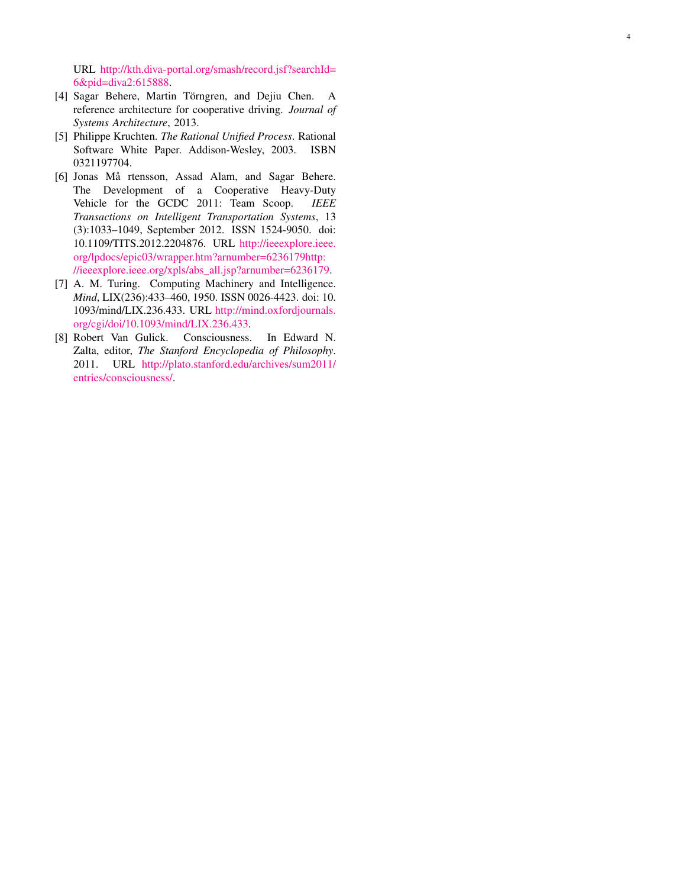URL http://kth.diva-portal.org/smash/record.jsf?searchId=6&pid=diva2:615888.

[4] Sagar Behere, Martin Törngren, and Dejiu Chen. A reference architecture for cooperative driving. *Journal of Systems Architecture*, 2013.

[5] Philippe Kruchten. *The Rational Unified Process*. Rational Software White Paper. Addison-Wesley, 2003. ISBN 0321197704.

[6] Jonas Må rtensson, Assad Alam, and Sagar Behere. The Development of a Cooperative Heavy-Duty Vehicle for the GCDC 2011: Team Scoop. *IEEE Transactions on Intelligent Transportation Systems*, 13 (3):1033–1049, September 2012. ISSN 1524-9050. doi: 10.1109/TITS.2012.2204876. URL http://ieeexplore.ieee.org/lpdocs/epic03/wrapper.htm?arnumber=6236179http://ieeexplore.ieee.org/xpls/abs_all.jsp?arnumber=6236179.

[7] A. M. Turing. Computing Machinery and Intelligence. *Mind*, LIX(236):433–460, 1950. ISSN 0026-4423. doi: 10.1093/mind/LIX.236.433. URL http://mind.oxfordjournals.org/cgi/doi/10.1093/mind/LIX.236.433.

[8] Robert Van Gulick. Consciousness. In Edward N. Zalta, editor, *The Stanford Encyclopedia of Philosophy*. 2011. URL http://plato.stanford.edu/archives/sum2011/entries/consciousness/.